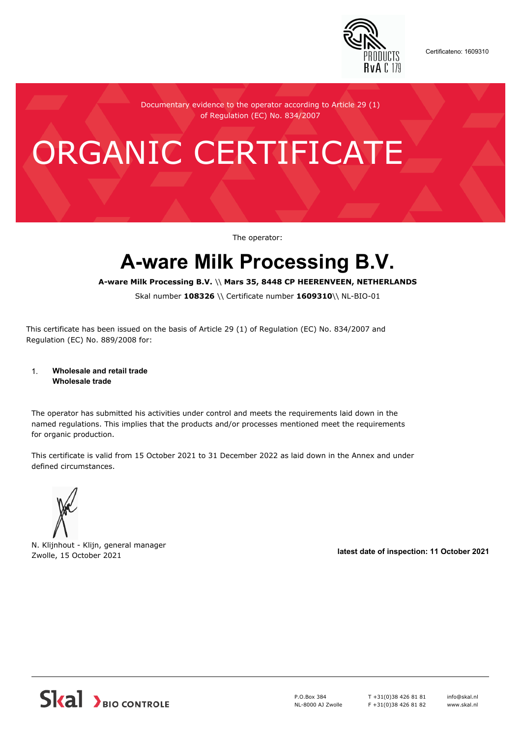Certificateno: 1609310

Documentary evidence to the operator according to Article 29 (1) of Regulation (EC) No. 834/2007

# ORGANIC CERTIFICATE

The operator:

# A-ware Milk Processing B.V.

**A-ware Milk Processing B.V.** \\ **Mars 35, 8448 CP HEERENVEEN, NETHERLANDS**

Skal number **108326** \\ Certificate number **1609310**\\ NL-BIO-01

This certificate has been issued on the basis of Article 29 (1) of Regulation (EC) No. 834/2007 and Regulation (EC) No. 889/2008 for:

1. **Wholesale and retail trade**
   **Wholesale trade**

The operator has submitted his activities under control and meets the requirements laid down in the named regulations. This implies that the products and/or processes mentioned meet the requirements for organic production.

This certificate is valid from 15 October 2021 to 31 December 2022 as laid down in the Annex and under defined circumstances.

N. Klijnhout - Klijn, general manager
Zwolle, 15 October 2021

**latest date of inspection: 11 October 2021**

Skal BIO CONTROLE

P.O.Box 384
NL-8000 AJ Zwolle

T +31(0)38 426 81 81
F +31(0)38 426 81 82

info@skal.nl
www.skal.nl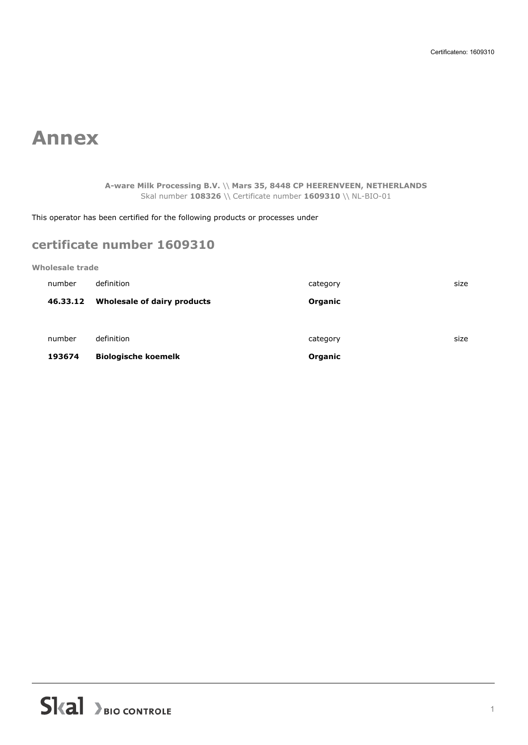# Annex

**A-ware Milk Processing B.V.** \\ **Mars 35, 8448 CP HEERENVEEN, NETHERLANDS**
Skal number **108326** \\ Certificate number **1609310** \\ NL-BIO-01

This operator has been certified for the following products or processes under

## certificate number 1609310

**Wholesale trade**

| number | definition | category | size |
|---|---|---|---|
| **46.33.12** | **Wholesale of dairy products** | **Organic** | |

| number | definition | category | size |
|---|---|---|---|
| **193674** | **Biologische koemelk** | **Organic** | |